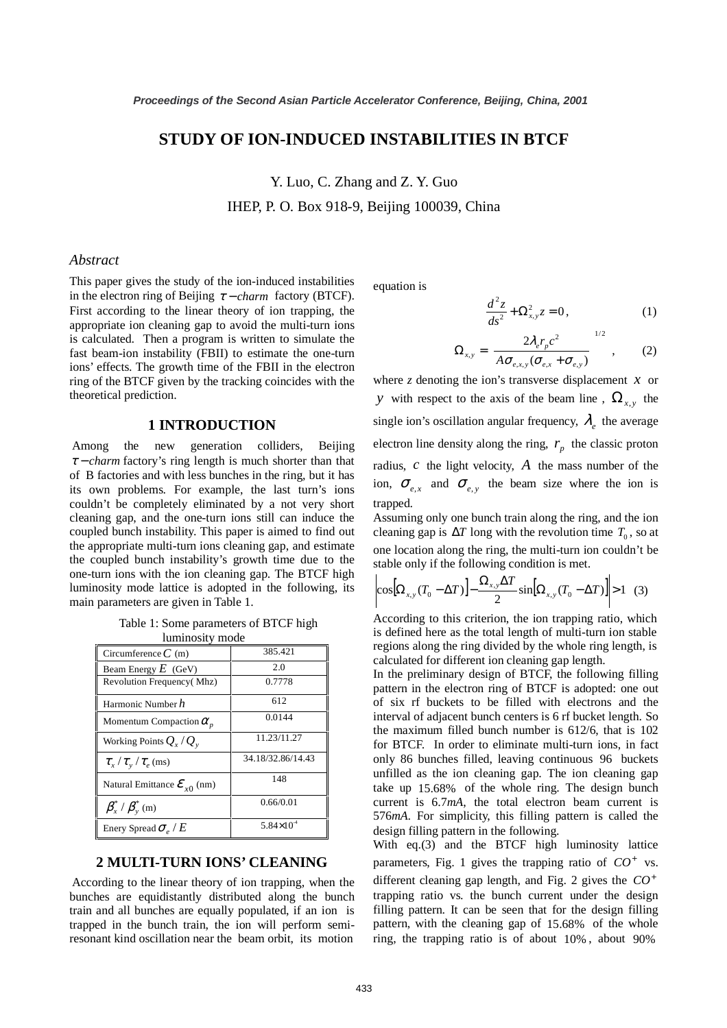# STUDY OF ION-INDUCED INSTABILITIES IN BTCF

Y. Luo, C. Zhang and Z. Y. Guo

IHEP, P. O. Box 918-9, Beijing 100039, China

### *Abstract*

This paper gives the study of the ion-induced instabilities in the electron ring of Beijing $\tau-charm$ factory (BTCF). First according to the linear theory of ion trapping, the appropriate ion cleaning gap to avoid the multi-turn ions is calculated. Then a program is written to simulate the fast beam-ion instability (FBII) to estimate the one-turn ions' effects. The growth time of the FBII in the electron ring of the BTCF given by the tracking coincides with the theoretical prediction.

## 1 INTRODUCTION

Among the new generation colliders, Beijing $\tau-charm$ factory's ring length is much shorter than that of B factories and with less bunches in the ring, but it has its own problems. For example, the last turn's ions couldn't be completely eliminated by a not very short cleaning gap, and the one-turn ions still can induce the coupled bunch instability. This paper is aimed to find out the appropriate multi-turn ions cleaning gap, and estimate the coupled bunch instability's growth time due to the one-turn ions with the ion cleaning gap. The BTCF high luminosity mode lattice is adopted in the following, its main parameters are given in Table 1.

Table 1: Some parameters of BTCF high luminosity mode

| | |
|---|---|
| Circumference $C$ (m) | 385.421 |
| Beam Energy $E$ (GeV) | 2.0 |
| Revolution Frequency( Mhz) | 0.7778 |
| Harmonic Number $h$ | 612 |
| Momentum Compaction $\alpha_p$ | 0.0144 |
| Working Points $Q_x / Q_y$ | 11.23/11.27 |
| $\tau_x / \tau_y / \tau_e$ (ms) | 34.18/32.86/14.43 |
| Natural Emittance $\varepsilon_{x0}$ (nm) | 148 |
| $\beta_x^* / \beta_y^*$ (m) | 0.66/0.01 |
| Enery Spread $\sigma_e / E$ | $5.84\times10^{-4}$ |

## 2 MULTI-TURN IONS' CLEANING

According to the linear theory of ion trapping, when the bunches are equidistantly distributed along the bunch train and all bunches are equally populated, if an ion is trapped in the bunch train, the ion will perform semi-resonant kind oscillation near the beam orbit, its motion equation is

$$\frac{d^2 z}{ds^2} + \Omega_{x,y}^2 z = 0\,, \qquad (1)$$

$$\Omega_{x,y} = \left[\frac{2\lambda_e r_p c^2}{A\sigma_{e,x,y}(\sigma_{e,x}+\sigma_{e,y})}\right]^{1/2}, \qquad (2)$$

where $z$ denoting the ion's transverse displacement $x$ or $y$ with respect to the axis of the beam line , $\Omega_{x,y}$ the single ion's oscillation angular frequency, $\lambda_e$ the average electron line density along the ring, $r_p$ the classic proton radius, $c$ the light velocity, $A$ the mass number of the ion, $\sigma_{e,x}$ and $\sigma_{e,y}$ the beam size where the ion is trapped.

Assuming only one bunch train along the ring, and the ion cleaning gap is $\Delta T$ long with the revolution time $T_0$, so at one location along the ring, the multi-turn ion couldn't be stable only if the following condition is met.

$$\left|\cos[\Omega_{x,y}(T_0-\Delta T)] - \frac{\Omega_{x,y}\Delta T}{2}\sin[\Omega_{x,y}(T_0-\Delta T)]\right| > 1 \quad (3)$$

According to this criterion, the ion trapping ratio, which is defined here as the total length of multi-turn ion stable regions along the ring divided by the whole ring length, is calculated for different ion cleaning gap length.

In the preliminary design of BTCF, the following filling pattern in the electron ring of BTCF is adopted: one out of six rf buckets to be filled with electrons and the interval of adjacent bunch centers is 6 rf bucket length. So the maximum filled bunch number is 612/6, that is 102 for BTCF. In order to eliminate multi-turn ions, in fact only 86 bunches filled, leaving continuous 96 buckets unfilled as the ion cleaning gap. The ion cleaning gap take up $15.68\%$ of the whole ring. The design bunch current is 6.7*mA*, the total electron beam current is 576*mA*. For simplicity, this filling pattern is called the design filling pattern in the following.

With eq.(3) and the BTCF high luminosity lattice parameters, Fig. 1 gives the trapping ratio of $CO^+$ vs. different cleaning gap length, and Fig. 2 gives the $CO^+$ trapping ratio vs. the bunch current under the design filling pattern. It can be seen that for the design filling pattern, with the cleaning gap of $15.68\%$ of the whole ring, the trapping ratio is of about $10\%$, about $90\%$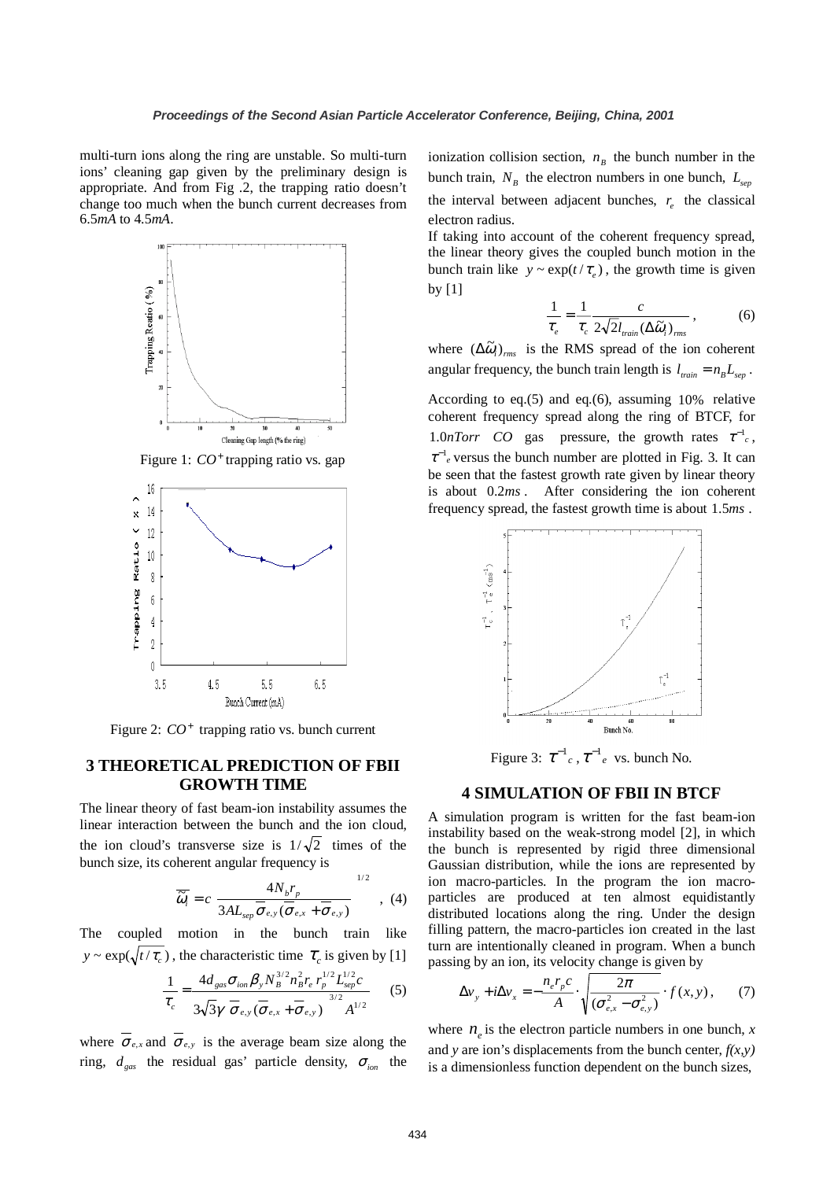multi-turn ions along the ring are unstable. So multi-turn ions' cleaning gap given by the preliminary design is appropriate. And from Fig .2, the trapping ratio doesn't change too much when the bunch current decreases from 6.5*mA* to 4.5*mA*.

Figure 1: $CO^+$ trapping ratio vs. gap

Figure 2: $CO^+$ trapping ratio vs. bunch current

## 3 THEORETICAL PREDICTION OF FBII GROWTH TIME

The linear theory of fast beam-ion instability assumes the linear interaction between the bunch and the ion cloud, the ion cloud's transverse size is $1/\sqrt{2}$ times of the bunch size, its coherent angular frequency is

$$\overline{\tilde{\omega}_i} = c\left(\frac{4N_b r_p}{3AL_{sep}\overline{\sigma}_{e,y}(\overline{\sigma}_{e,x}+\overline{\sigma}_{e,y})}\right)^{1/2}, \quad (4)$$

The coupled motion in the bunch train like $y \sim \exp(\sqrt{t/\tau_c})$, the characteristic time $\tau_c$ is given by [1]

$$\frac{1}{\tau_c} = \frac{4d_{gas}\sigma_{ion}\beta_y N_B^{3/2} n_B^2 r_e r_p^{1/2} L_{sep}^{1/2} c}{3\sqrt{3}\gamma\,\overline{\sigma}_{e,y}(\overline{\sigma}_{e,x}+\overline{\sigma}_{e,y})^{3/2} A^{1/2}} \quad (5)$$

where $\overline{\sigma}_{e,x}$ and $\overline{\sigma}_{e,y}$ is the average beam size along the ring, $d_{gas}$ the residual gas' particle density, $\sigma_{ion}$ the ionization collision section, $n_B$ the bunch number in the bunch train, $N_B$ the electron numbers in one bunch, $L_{sep}$ the interval between adjacent bunches, $r_e$ the classical electron radius.

If taking into account of the coherent frequency spread, the linear theory gives the coupled bunch motion in the bunch train like $y \sim \exp(t/\tau_e)$, the growth time is given by [1]

$$\frac{1}{\tau_e} = \frac{1}{\tau_c}\frac{c}{2\sqrt{2}l_{train}(\Delta\tilde{\omega}_i)_{rms}}, \quad (6)$$

where $(\Delta\tilde{\omega}_i)_{rms}$ is the RMS spread of the ion coherent angular frequency, the bunch train length is $l_{train} = n_B L_{sep}$.

According to eq.(5) and eq.(6), assuming 10% relative coherent frequency spread along the ring of BTCF, for 1.0*nTorr CO* gas pressure, the growth rates $\tau^{-1}_c$, $\tau^{-1}_e$ versus the bunch number are plotted in Fig. 3. It can be seen that the fastest growth rate given by linear theory is about 0.2*ms*. After considering the ion coherent frequency spread, the fastest growth time is about 1.5*ms*.

Figure 3: $\tau^{-1}_c$, $\tau^{-1}_e$ vs. bunch No.

## 4 SIMULATION OF FBII IN BTCF

A simulation program is written for the fast beam-ion instability based on the weak-strong model [2], in which the bunch is represented by rigid three dimensional Gaussian distribution, while the ions are represented by ion macro-particles. In the program the ion macro-particles are produced at ten almost equidistantly distributed locations along the ring. Under the design filling pattern, the macro-particles ion created in the last turn are intentionally cleaned in program. When a bunch passing by an ion, its velocity change is given by

$$\Delta v_y + i\Delta v_x = -\frac{n_e r_p c}{A}\cdot\sqrt{\frac{2\pi}{(\sigma_{e,x}^2-\sigma_{e,y}^2)}}\cdot f(x,y), \quad (7)$$

where $n_e$ is the electron particle numbers in one bunch, *x* and *y* are ion's displacements from the bunch center, *f(x,y)* is a dimensionless function dependent on the bunch sizes,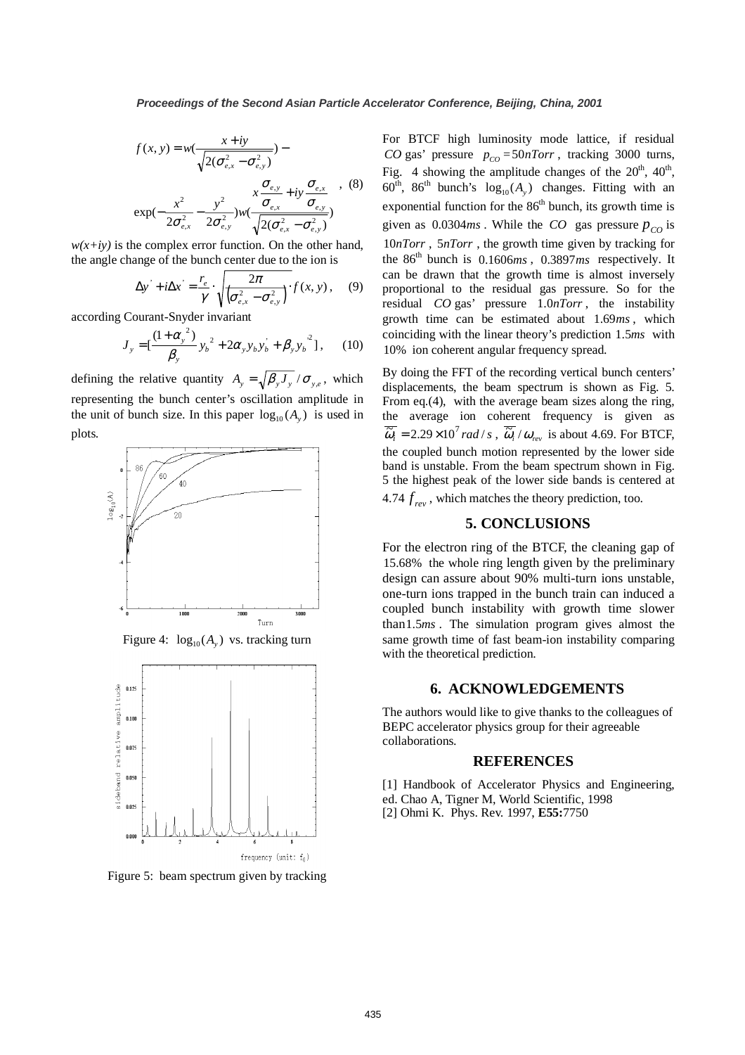$$f(x,y) = w(\frac{x+iy}{\sqrt{2(\sigma_{e,x}^2 - \sigma_{e,y}^2)}}) - \exp(-\frac{x^2}{2\sigma_{e,x}^2} - \frac{y^2}{2\sigma_{e,y}^2}) w(\frac{x\frac{\sigma_{e,y}}{\sigma_{e,x}} + iy\frac{\sigma_{e,x}}{\sigma_{e,y}}}{\sqrt{2(\sigma_{e,x}^2 - \sigma_{e,y}^2)}}) \quad (8)$$

*w(x+iy)* is the complex error function. On the other hand, the angle change of the bunch center due to the ion is

$$\Delta y' + i\Delta x' = \frac{r_e}{\gamma} \cdot \sqrt{\frac{2\pi}{(\sigma_{e,x}^2 - \sigma_{e,y}^2)}} \cdot f(x,y), \quad (9)$$

according Courant-Snyder invariant

$$J_y = [\frac{(1+\alpha_y^2)}{\beta_y} y_b^2 + 2\alpha_y y_b y_b' + \beta_y y_b'^2], \quad (10)$$

defining the relative quantity $A_y = \sqrt{\beta_y J_y} / \sigma_{y,e}$, which representing the bunch center's oscillation amplitude in the unit of bunch size. In this paper $\log_{10}(A_y)$ is used in plots.

0
-2
-4
-6
0
1000
2000
3000
Turn
log10(A)
86
60
40
20

Figure 4: $\log_{10}(A_y)$ vs. tracking turn

0.000
0.025
0.050
0.075
0.100
0.125
0
2
4
6
8
sideband relative amplitude
frequency (unit: $f_0$)

Figure 5: beam spectrum given by tracking

For BTCF high luminosity mode lattice, if residual $CO$ gas' pressure $p_{CO} = 50nTorr$, tracking 3000 turns, Fig. 4 showing the amplitude changes of the 20th, 40th, 60th, 86th bunch's $\log_{10}(A_y)$ changes. Fitting with an exponential function for the 86th bunch, its growth time is given as $0.0304ms$. While the $CO$ gas pressure $p_{CO}$ is $10nTorr$, $5nTorr$, the growth time given by tracking for the 86th bunch is $0.1606ms$, $0.3897ms$ respectively. It can be drawn that the growth time is almost inversely proportional to the residual gas pressure. So for the residual $CO$ gas' pressure $1.0nTorr$, the instability growth time can be estimated about $1.69ms$, which coinciding with the linear theory's prediction $1.5ms$ with 10% ion coherent angular frequency spread.

By doing the FFT of the recording vertical bunch centers' displacements, the beam spectrum is shown as Fig. 5. From eq.(4), with the average beam sizes along the ring, the average ion coherent frequency is given as $\tilde{\omega}_i = 2.29 \times 10^7 rad/s$, $\tilde{\omega}_i / \omega_{rev}$ is about 4.69. For BTCF, the coupled bunch motion represented by the lower side band is unstable. From the beam spectrum shown in Fig. 5 the highest peak of the lower side bands is centered at $4.74 f_{rev}$, which matches the theory prediction, too.

## 5. CONCLUSIONS

For the electron ring of the BTCF, the cleaning gap of 15.68% the whole ring length given by the preliminary design can assure about 90% multi-turn ions unstable, one-turn ions trapped in the bunch train can induced a coupled bunch instability with growth time slower than $1.5ms$. The simulation program gives almost the same growth time of fast beam-ion instability comparing with the theoretical prediction.

## 6. ACKNOWLEDGEMENTS

The authors would like to give thanks to the colleagues of BEPC accelerator physics group for their agreeable collaborations.

## REFERENCES

[1] Handbook of Accelerator Physics and Engineering, ed. Chao A, Tigner M, World Scientific, 1998
[2] Ohmi K. Phys. Rev. 1997, **E55:**7750